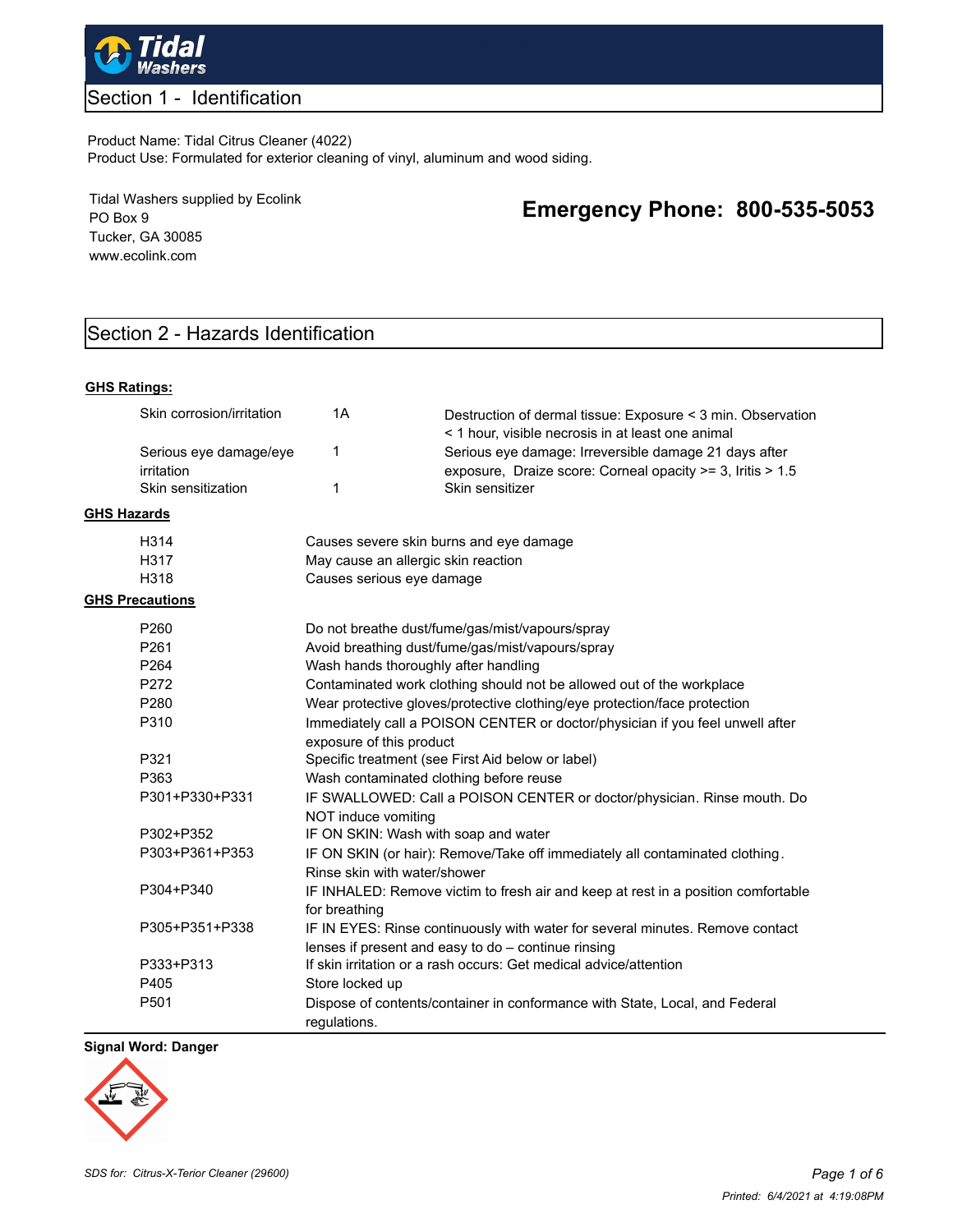# Tidal Washers

## Section 1 - Identification

Product Name: Tidal Citrus Cleaner (4022)
Product Use: Formulated for exterior cleaning of vinyl, aluminum and wood siding.

Tidal Washers supplied by Ecolink
PO Box 9
Tucker, GA 30085
www.ecolink.com

**Emergency Phone: 800-535-5053**

## Section 2 - Hazards Identification

**GHS Ratings:**

| | | |
|---|---|---|
| Skin corrosion/irritation | 1A | Destruction of dermal tissue: Exposure < 3 min. Observation < 1 hour, visible necrosis in at least one animal |
| Serious eye damage/eye irritation | 1 | Serious eye damage: Irreversible damage 21 days after exposure, Draize score: Corneal opacity >= 3, Iritis > 1.5 |
| Skin sensitization | 1 | Skin sensitizer |

**GHS Hazards**

| | |
|---|---|
| H314 | Causes severe skin burns and eye damage |
| H317 | May cause an allergic skin reaction |
| H318 | Causes serious eye damage |

**GHS Precautions**

| | |
|---|---|
| P260 | Do not breathe dust/fume/gas/mist/vapours/spray |
| P261 | Avoid breathing dust/fume/gas/mist/vapours/spray |
| P264 | Wash hands thoroughly after handling |
| P272 | Contaminated work clothing should not be allowed out of the workplace |
| P280 | Wear protective gloves/protective clothing/eye protection/face protection |
| P310 | Immediately call a POISON CENTER or doctor/physician if you feel unwell after exposure of this product |
| P321 | Specific treatment (see First Aid below or label) |
| P363 | Wash contaminated clothing before reuse |
| P301+P330+P331 | IF SWALLOWED: Call a POISON CENTER or doctor/physician. Rinse mouth. Do NOT induce vomiting |
| P302+P352 | IF ON SKIN: Wash with soap and water |
| P303+P361+P353 | IF ON SKIN (or hair): Remove/Take off immediately all contaminated clothing. Rinse skin with water/shower |
| P304+P340 | IF INHALED: Remove victim to fresh air and keep at rest in a position comfortable for breathing |
| P305+P351+P338 | IF IN EYES: Rinse continuously with water for several minutes. Remove contact lenses if present and easy to do – continue rinsing |
| P333+P313 | If skin irritation or a rash occurs: Get medical advice/attention |
| P405 | Store locked up |
| P501 | Dispose of contents/container in conformance with State, Local, and Federal regulations. |

**Signal Word: Danger**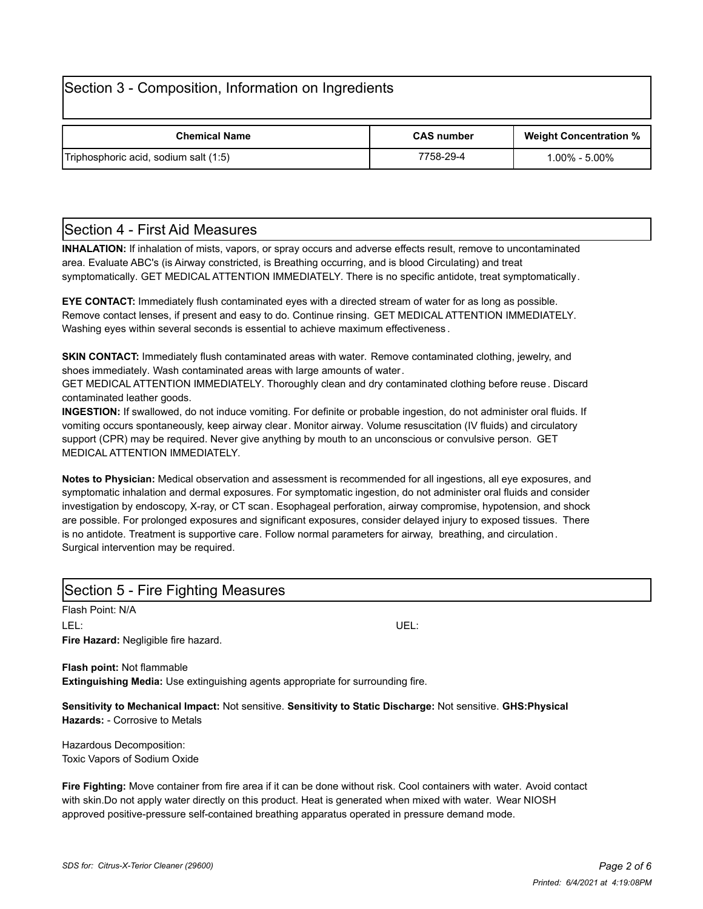## Section 3 - Composition, Information on Ingredients

| Chemical Name | CAS number | Weight Concentration % |
|---|---|---|
| Triphosphoric acid, sodium salt (1:5) | 7758-29-4 | 1.00% - 5.00% |

## Section 4 - First Aid Measures

**INHALATION:** If inhalation of mists, vapors, or spray occurs and adverse effects result, remove to uncontaminated area. Evaluate ABC's (is Airway constricted, is Breathing occurring, and is blood Circulating) and treat symptomatically. GET MEDICAL ATTENTION IMMEDIATELY. There is no specific antidote, treat symptomatically.

**EYE CONTACT:** Immediately flush contaminated eyes with a directed stream of water for as long as possible. Remove contact lenses, if present and easy to do. Continue rinsing. GET MEDICAL ATTENTION IMMEDIATELY. Washing eyes within several seconds is essential to achieve maximum effectiveness.

**SKIN CONTACT:** Immediately flush contaminated areas with water. Remove contaminated clothing, jewelry, and shoes immediately. Wash contaminated areas with large amounts of water.
GET MEDICAL ATTENTION IMMEDIATELY. Thoroughly clean and dry contaminated clothing before reuse. Discard contaminated leather goods.

**INGESTION:** If swallowed, do not induce vomiting. For definite or probable ingestion, do not administer oral fluids. If vomiting occurs spontaneously, keep airway clear. Monitor airway. Volume resuscitation (IV fluids) and circulatory support (CPR) may be required. Never give anything by mouth to an unconscious or convulsive person. GET MEDICAL ATTENTION IMMEDIATELY.

**Notes to Physician:** Medical observation and assessment is recommended for all ingestions, all eye exposures, and symptomatic inhalation and dermal exposures. For symptomatic ingestion, do not administer oral fluids and consider investigation by endoscopy, X-ray, or CT scan. Esophageal perforation, airway compromise, hypotension, and shock are possible. For prolonged exposures and significant exposures, consider delayed injury to exposed tissues. There is no antidote. Treatment is supportive care. Follow normal parameters for airway, breathing, and circulation. Surgical intervention may be required.

## Section 5 - Fire Fighting Measures

Flash Point: N/A

LEL: UEL:

**Fire Hazard:** Negligible fire hazard.

**Flash point:** Not flammable

**Extinguishing Media:** Use extinguishing agents appropriate for surrounding fire.

**Sensitivity to Mechanical Impact:** Not sensitive. **Sensitivity to Static Discharge:** Not sensitive. **GHS:Physical Hazards:** - Corrosive to Metals

Hazardous Decomposition:
Toxic Vapors of Sodium Oxide

**Fire Fighting:** Move container from fire area if it can be done without risk. Cool containers with water. Avoid contact with skin.Do not apply water directly on this product. Heat is generated when mixed with water. Wear NIOSH approved positive-pressure self-contained breathing apparatus operated in pressure demand mode.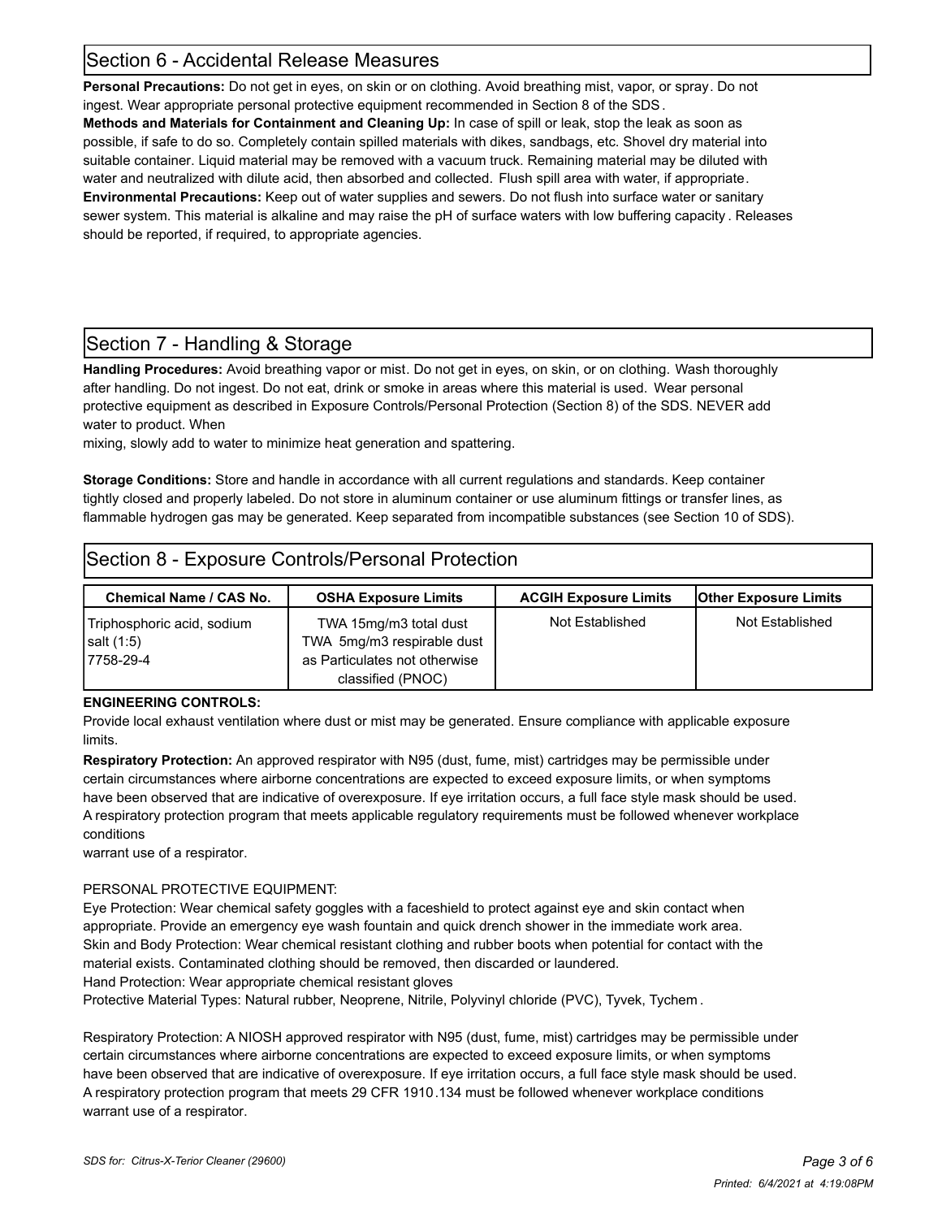## Section 6 - Accidental Release Measures

**Personal Precautions:** Do not get in eyes, on skin or on clothing. Avoid breathing mist, vapor, or spray. Do not ingest. Wear appropriate personal protective equipment recommended in Section 8 of the SDS.

**Methods and Materials for Containment and Cleaning Up:** In case of spill or leak, stop the leak as soon as possible, if safe to do so. Completely contain spilled materials with dikes, sandbags, etc. Shovel dry material into suitable container. Liquid material may be removed with a vacuum truck. Remaining material may be diluted with water and neutralized with dilute acid, then absorbed and collected. Flush spill area with water, if appropriate.

**Environmental Precautions:** Keep out of water supplies and sewers. Do not flush into surface water or sanitary sewer system. This material is alkaline and may raise the pH of surface waters with low buffering capacity. Releases should be reported, if required, to appropriate agencies.

## Section 7 - Handling & Storage

**Handling Procedures:** Avoid breathing vapor or mist. Do not get in eyes, on skin, or on clothing. Wash thoroughly after handling. Do not ingest. Do not eat, drink or smoke in areas where this material is used. Wear personal protective equipment as described in Exposure Controls/Personal Protection (Section 8) of the SDS. NEVER add water to product. When mixing, slowly add to water to minimize heat generation and spattering.

**Storage Conditions:** Store and handle in accordance with all current regulations and standards. Keep container tightly closed and properly labeled. Do not store in aluminum container or use aluminum fittings or transfer lines, as flammable hydrogen gas may be generated. Keep separated from incompatible substances (see Section 10 of SDS).

## Section 8 - Exposure Controls/Personal Protection

| Chemical Name / CAS No. | OSHA Exposure Limits | ACGIH Exposure Limits | Other Exposure Limits |
|---|---|---|---|
| Triphosphoric acid, sodium salt (1:5) 7758-29-4 | TWA 15mg/m3 total dust TWA 5mg/m3 respirable dust as Particulates not otherwise classified (PNOC) | Not Established | Not Established |

**ENGINEERING CONTROLS:**

Provide local exhaust ventilation where dust or mist may be generated. Ensure compliance with applicable exposure limits.

**Respiratory Protection:** An approved respirator with N95 (dust, fume, mist) cartridges may be permissible under certain circumstances where airborne concentrations are expected to exceed exposure limits, or when symptoms have been observed that are indicative of overexposure. If eye irritation occurs, a full face style mask should be used. A respiratory protection program that meets applicable regulatory requirements must be followed whenever workplace conditions warrant use of a respirator.

PERSONAL PROTECTIVE EQUIPMENT:

Eye Protection: Wear chemical safety goggles with a faceshield to protect against eye and skin contact when appropriate. Provide an emergency eye wash fountain and quick drench shower in the immediate work area.

Skin and Body Protection: Wear chemical resistant clothing and rubber boots when potential for contact with the material exists. Contaminated clothing should be removed, then discarded or laundered.

Hand Protection: Wear appropriate chemical resistant gloves

Protective Material Types: Natural rubber, Neoprene, Nitrile, Polyvinyl chloride (PVC), Tyvek, Tychem.

Respiratory Protection: A NIOSH approved respirator with N95 (dust, fume, mist) cartridges may be permissible under certain circumstances where airborne concentrations are expected to exceed exposure limits, or when symptoms have been observed that are indicative of overexposure. If eye irritation occurs, a full face style mask should be used. A respiratory protection program that meets 29 CFR 1910.134 must be followed whenever workplace conditions warrant use of a respirator.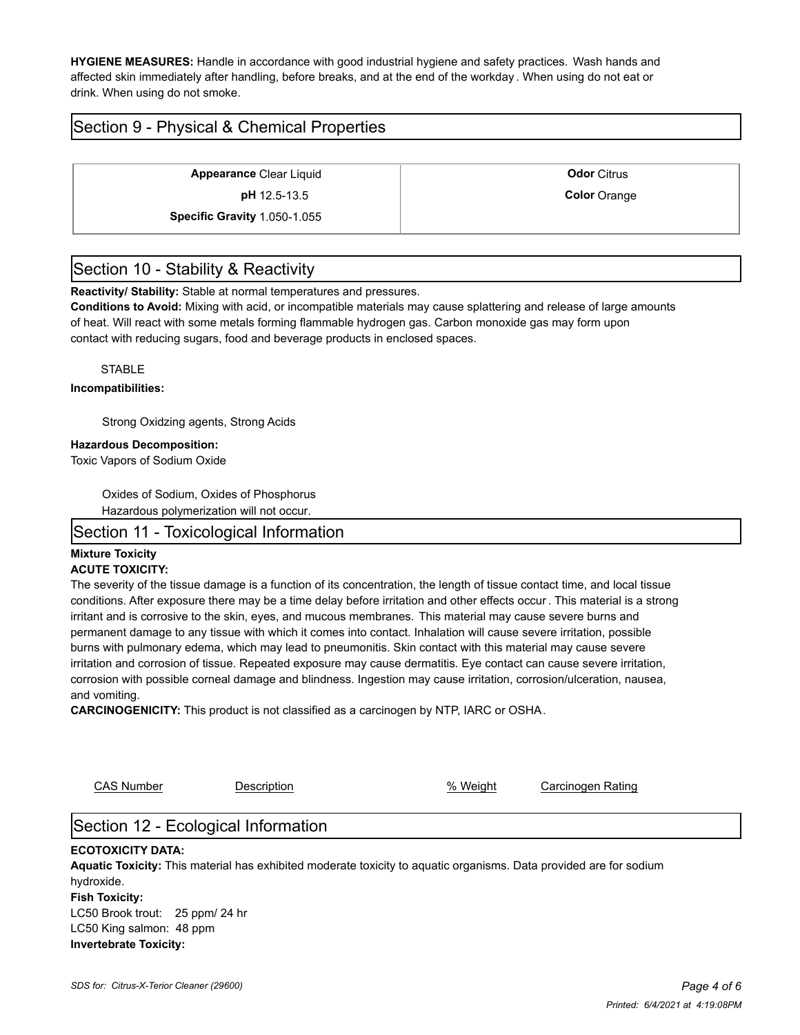**HYGIENE MEASURES:** Handle in accordance with good industrial hygiene and safety practices. Wash hands and affected skin immediately after handling, before breaks, and at the end of the workday. When using do not eat or drink. When using do not smoke.

## Section 9 - Physical & Chemical Properties

| | |
|---|---|
| **Appearance** Clear Liquid | **Odor** Citrus |
| **pH** 12.5-13.5 | **Color** Orange |
| **Specific Gravity** 1.050-1.055 | |

## Section 10 - Stability & Reactivity

**Reactivity/ Stability:** Stable at normal temperatures and pressures.

**Conditions to Avoid:** Mixing with acid, or incompatible materials may cause splattering and release of large amounts of heat. Will react with some metals forming flammable hydrogen gas. Carbon monoxide gas may form upon contact with reducing sugars, food and beverage products in enclosed spaces.

STABLE

**Incompatibilities:**

Strong Oxidzing agents, Strong Acids

**Hazardous Decomposition:**

Toxic Vapors of Sodium Oxide

Oxides of Sodium, Oxides of Phosphorus

Hazardous polymerization will not occur.

## Section 11 - Toxicological Information

**Mixture Toxicity**

**ACUTE TOXICITY:**

The severity of the tissue damage is a function of its concentration, the length of tissue contact time, and local tissue conditions. After exposure there may be a time delay before irritation and other effects occur. This material is a strong irritant and is corrosive to the skin, eyes, and mucous membranes. This material may cause severe burns and permanent damage to any tissue with which it comes into contact. Inhalation will cause severe irritation, possible burns with pulmonary edema, which may lead to pneumonitis. Skin contact with this material may cause severe irritation and corrosion of tissue. Repeated exposure may cause dermatitis. Eye contact can cause severe irritation, corrosion with possible corneal damage and blindness. Ingestion may cause irritation, corrosion/ulceration, nausea, and vomiting.

**CARCINOGENICITY:** This product is not classified as a carcinogen by NTP, IARC or OSHA.

| CAS Number | Description | % Weight | Carcinogen Rating |
|---|---|---|---|

## Section 12 - Ecological Information

**ECOTOXICITY DATA:**

**Aquatic Toxicity:** This material has exhibited moderate toxicity to aquatic organisms. Data provided are for sodium hydroxide.

**Fish Toxicity:**

LC50 Brook trout: 25 ppm/ 24 hr

LC50 King salmon: 48 ppm

**Invertebrate Toxicity:**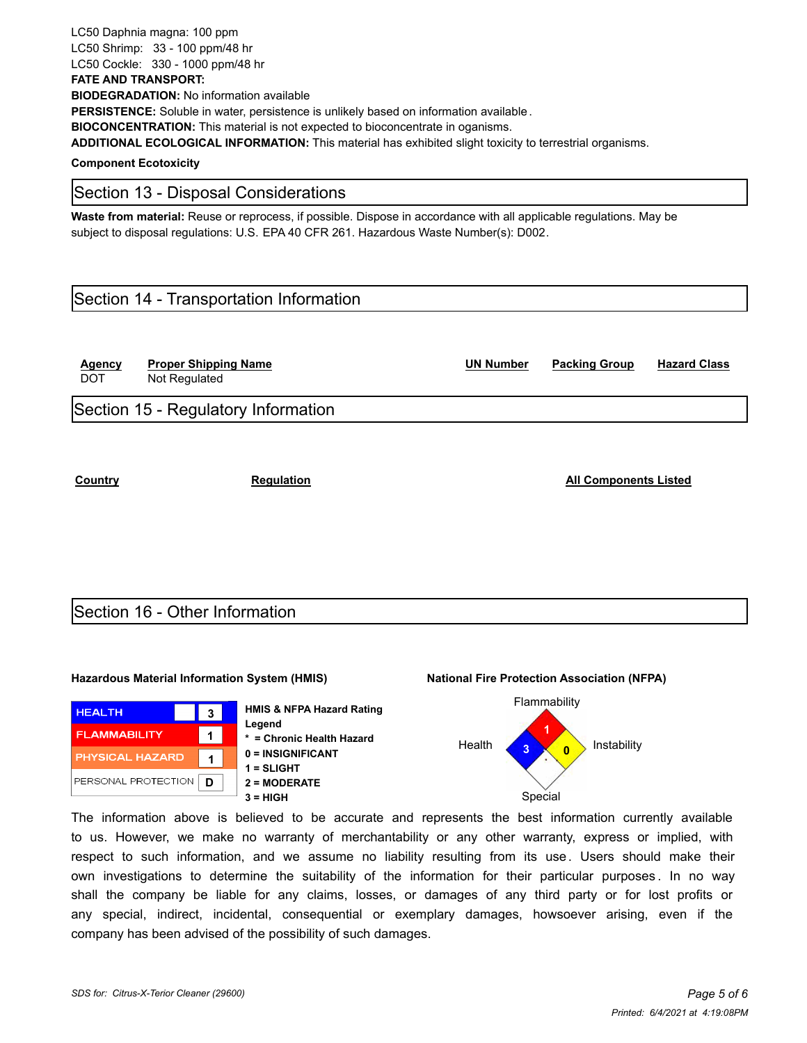LC50 Daphnia magna: 100 ppm
LC50 Shrimp: 33 - 100 ppm/48 hr
LC50 Cockle: 330 - 1000 ppm/48 hr

**FATE AND TRANSPORT:**

**BIODEGRADATION:** No information available

**PERSISTENCE:** Soluble in water, persistence is unlikely based on information available.

**BIOCONCENTRATION:** This material is not expected to bioconcentrate in oganisms.

**ADDITIONAL ECOLOGICAL INFORMATION:** This material has exhibited slight toxicity to terrestrial organisms.

**Component Ecotoxicity**

## Section 13 - Disposal Considerations

**Waste from material:** Reuse or reprocess, if possible. Dispose in accordance with all applicable regulations. May be subject to disposal regulations: U.S. EPA 40 CFR 261. Hazardous Waste Number(s): D002.

## Section 14 - Transportation Information

| Agency | Proper Shipping Name | UN Number | Packing Group | Hazard Class |
|---|---|---|---|---|
| DOT | Not Regulated | | | |

## Section 15 - Regulatory Information

| Country | Regulation | All Components Listed |
|---|---|---|

## Section 16 - Other Information

**Hazardous Material Information System (HMIS)**

| | |
|---|---|
| HEALTH | 3 |
| FLAMMABILITY | 1 |
| PHYSICAL HAZARD | 1 |
| PERSONAL PROTECTION | D |

**HMIS & NFPA Hazard Rating Legend**

**\* = Chronic Health Hazard**
**0 = INSIGNIFICANT**
**1 = SLIGHT**
**2 = MODERATE**
**3 = HIGH**

**National Fire Protection Association (NFPA)**

Flammability: 1
Health: 3
Instability: 0
Special

The information above is believed to be accurate and represents the best information currently available to us. However, we make no warranty of merchantability or any other warranty, express or implied, with respect to such information, and we assume no liability resulting from its use. Users should make their own investigations to determine the suitability of the information for their particular purposes. In no way shall the company be liable for any claims, losses, or damages of any third party or for lost profits or any special, indirect, incidental, consequential or exemplary damages, howsoever arising, even if the company has been advised of the possibility of such damages.

*SDS for: Citrus-X-Terior Cleaner (29600)*

*Printed: 6/4/2021 at 4:19:08PM*